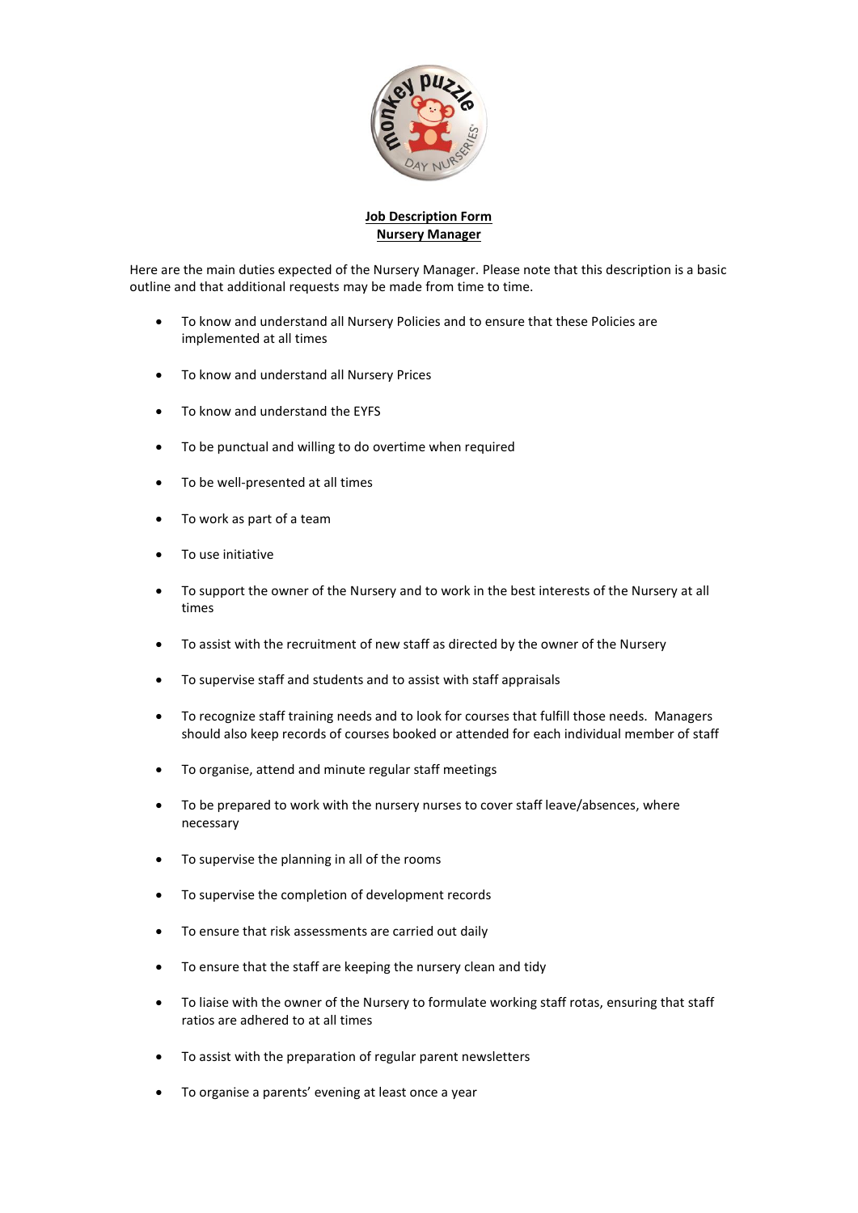**Job Description Form**
**Nursery Manager**

Here are the main duties expected of the Nursery Manager. Please note that this description is a basic outline and that additional requests may be made from time to time.

- To know and understand all Nursery Policies and to ensure that these Policies are implemented at all times
- To know and understand all Nursery Prices
- To know and understand the EYFS
- To be punctual and willing to do overtime when required
- To be well-presented at all times
- To work as part of a team
- To use initiative
- To support the owner of the Nursery and to work in the best interests of the Nursery at all times
- To assist with the recruitment of new staff as directed by the owner of the Nursery
- To supervise staff and students and to assist with staff appraisals
- To recognize staff training needs and to look for courses that fulfill those needs. Managers should also keep records of courses booked or attended for each individual member of staff
- To organise, attend and minute regular staff meetings
- To be prepared to work with the nursery nurses to cover staff leave/absences, where necessary
- To supervise the planning in all of the rooms
- To supervise the completion of development records
- To ensure that risk assessments are carried out daily
- To ensure that the staff are keeping the nursery clean and tidy
- To liaise with the owner of the Nursery to formulate working staff rotas, ensuring that staff ratios are adhered to at all times
- To assist with the preparation of regular parent newsletters
- To organise a parents' evening at least once a year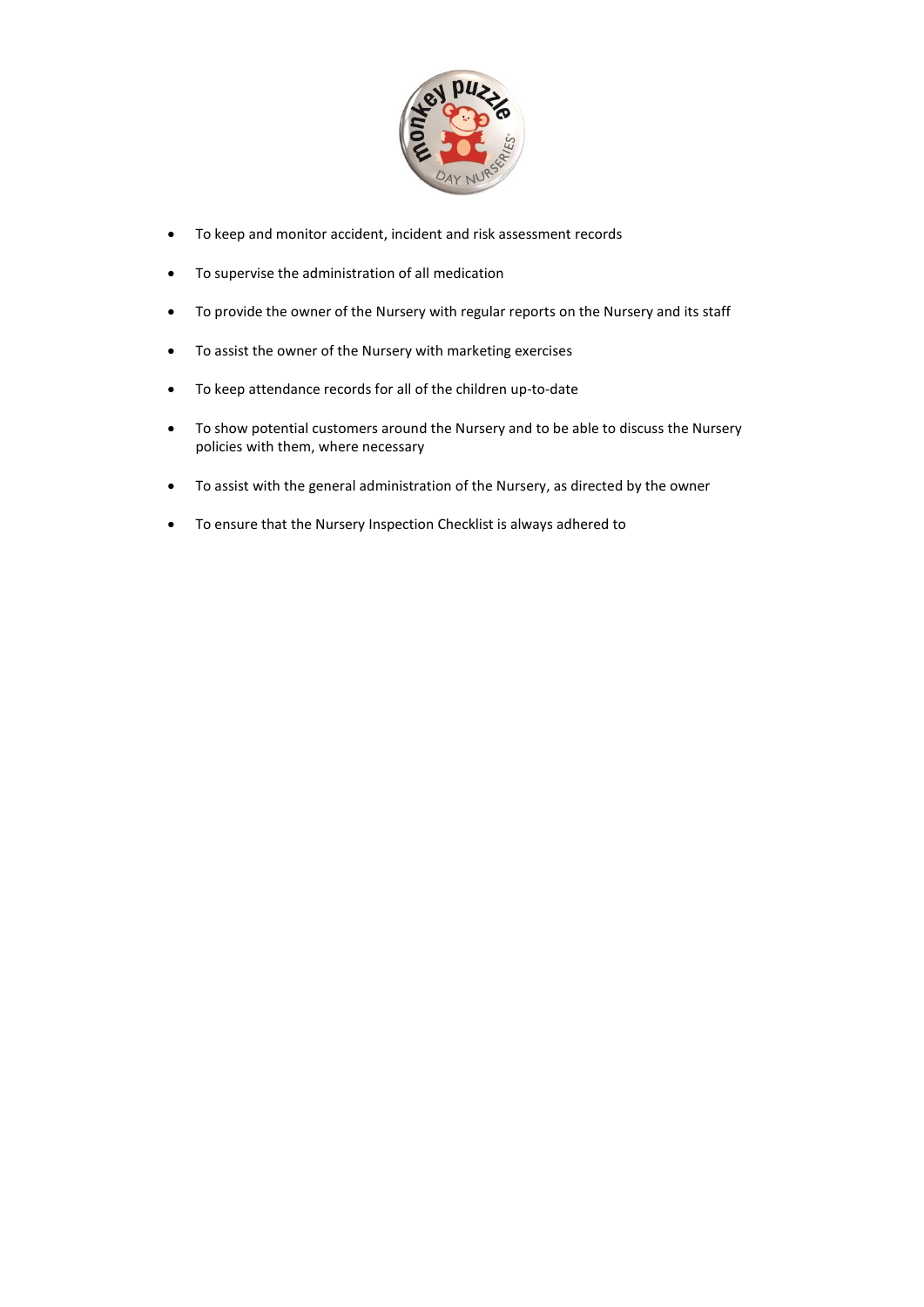- To keep and monitor accident, incident and risk assessment records
- To supervise the administration of all medication
- To provide the owner of the Nursery with regular reports on the Nursery and its staff
- To assist the owner of the Nursery with marketing exercises
- To keep attendance records for all of the children up-to-date
- To show potential customers around the Nursery and to be able to discuss the Nursery policies with them, where necessary
- To assist with the general administration of the Nursery, as directed by the owner
- To ensure that the Nursery Inspection Checklist is always adhered to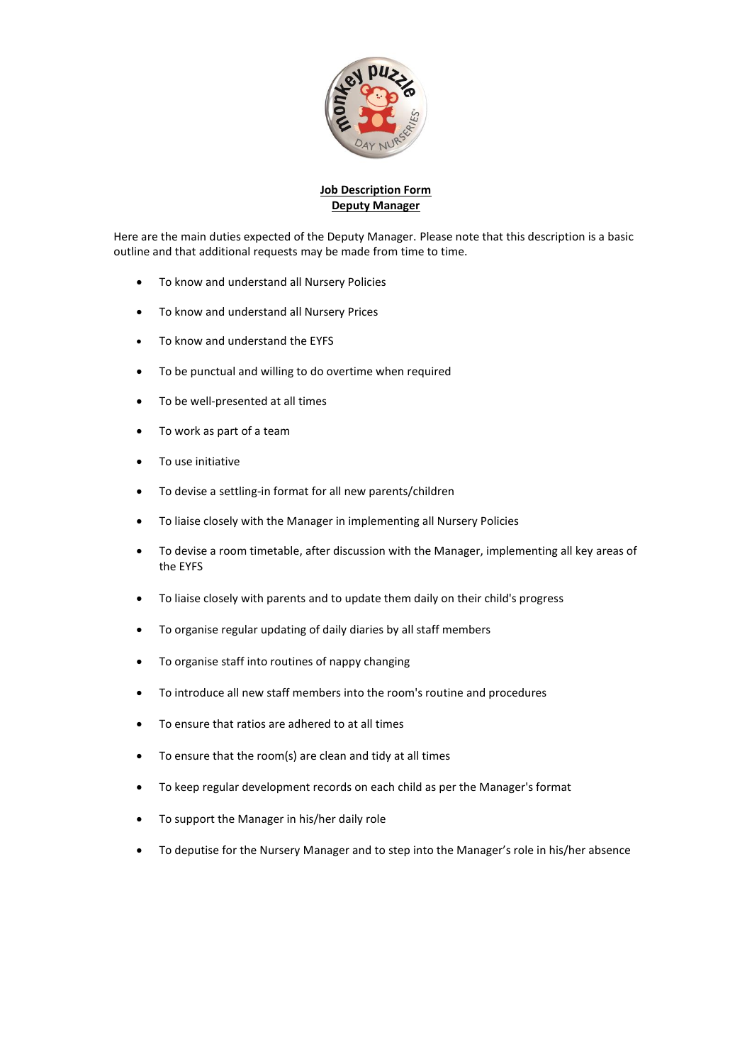**Job Description Form**
**Deputy Manager**

Here are the main duties expected of the Deputy Manager. Please note that this description is a basic outline and that additional requests may be made from time to time.

- To know and understand all Nursery Policies
- To know and understand all Nursery Prices
- To know and understand the EYFS
- To be punctual and willing to do overtime when required
- To be well-presented at all times
- To work as part of a team
- To use initiative
- To devise a settling-in format for all new parents/children
- To liaise closely with the Manager in implementing all Nursery Policies
- To devise a room timetable, after discussion with the Manager, implementing all key areas of the EYFS
- To liaise closely with parents and to update them daily on their child's progress
- To organise regular updating of daily diaries by all staff members
- To organise staff into routines of nappy changing
- To introduce all new staff members into the room's routine and procedures
- To ensure that ratios are adhered to at all times
- To ensure that the room(s) are clean and tidy at all times
- To keep regular development records on each child as per the Manager's format
- To support the Manager in his/her daily role
- To deputise for the Nursery Manager and to step into the Manager's role in his/her absence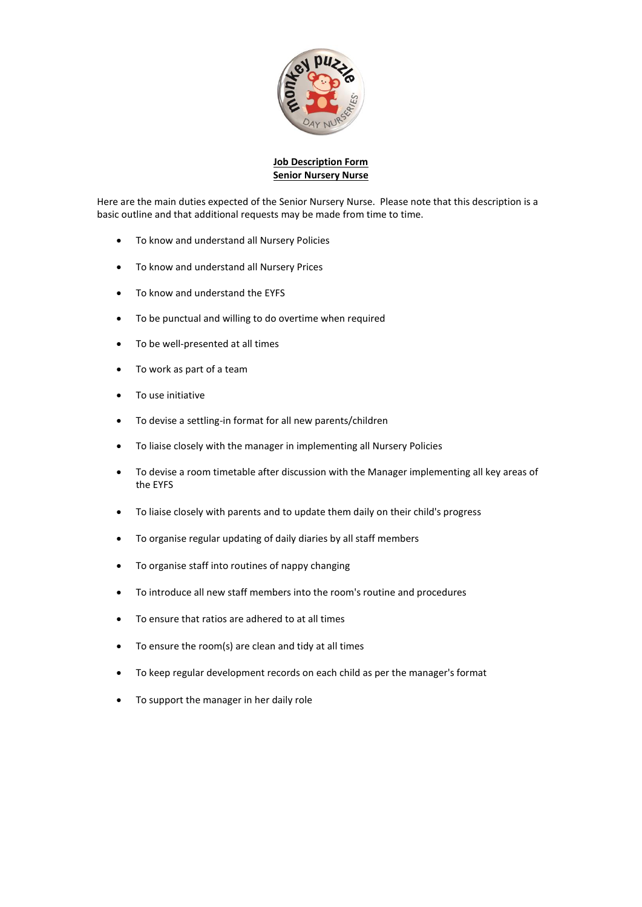**Job Description Form**
**Senior Nursery Nurse**

Here are the main duties expected of the Senior Nursery Nurse. Please note that this description is a basic outline and that additional requests may be made from time to time.

- To know and understand all Nursery Policies
- To know and understand all Nursery Prices
- To know and understand the EYFS
- To be punctual and willing to do overtime when required
- To be well-presented at all times
- To work as part of a team
- To use initiative
- To devise a settling-in format for all new parents/children
- To liaise closely with the manager in implementing all Nursery Policies
- To devise a room timetable after discussion with the Manager implementing all key areas of the EYFS
- To liaise closely with parents and to update them daily on their child's progress
- To organise regular updating of daily diaries by all staff members
- To organise staff into routines of nappy changing
- To introduce all new staff members into the room's routine and procedures
- To ensure that ratios are adhered to at all times
- To ensure the room(s) are clean and tidy at all times
- To keep regular development records on each child as per the manager's format
- To support the manager in her daily role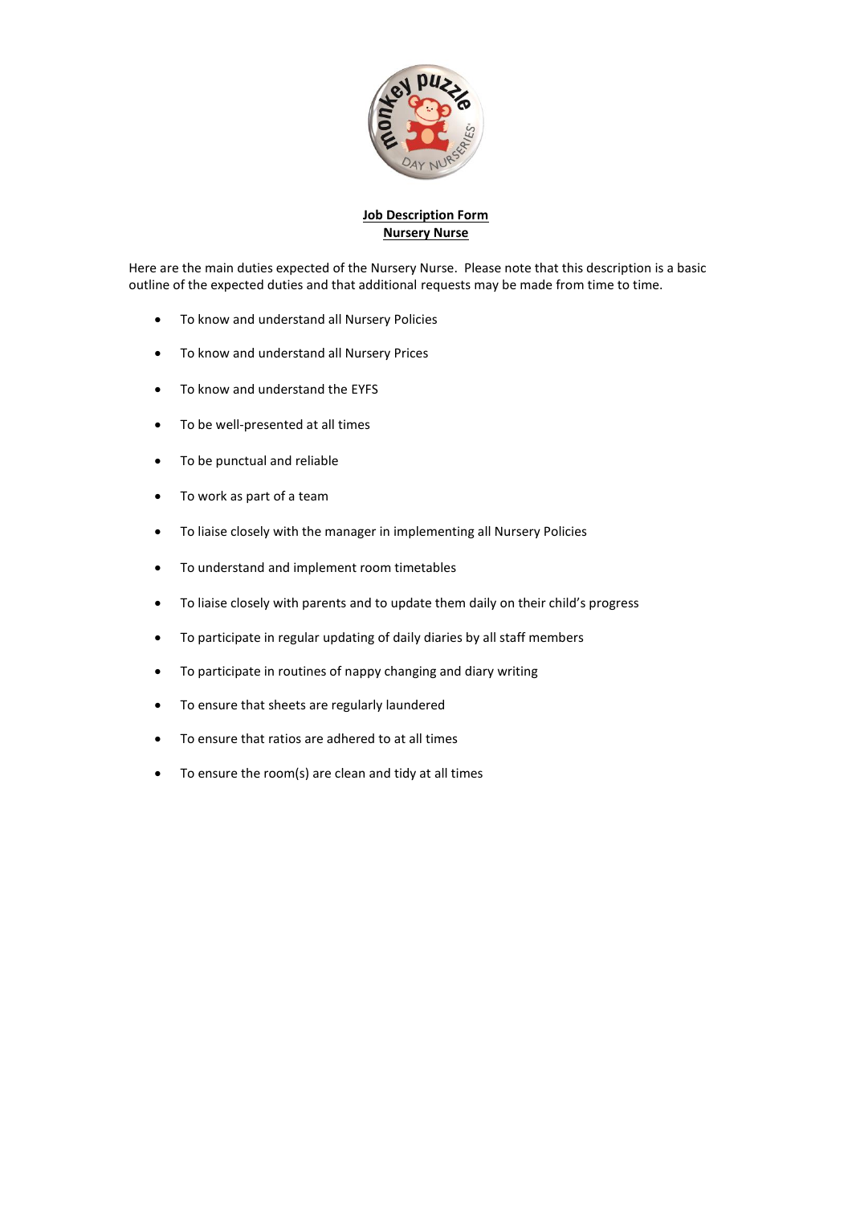**Job Description Form**
**Nursery Nurse**

Here are the main duties expected of the Nursery Nurse. Please note that this description is a basic outline of the expected duties and that additional requests may be made from time to time.

- To know and understand all Nursery Policies
- To know and understand all Nursery Prices
- To know and understand the EYFS
- To be well-presented at all times
- To be punctual and reliable
- To work as part of a team
- To liaise closely with the manager in implementing all Nursery Policies
- To understand and implement room timetables
- To liaise closely with parents and to update them daily on their child's progress
- To participate in regular updating of daily diaries by all staff members
- To participate in routines of nappy changing and diary writing
- To ensure that sheets are regularly laundered
- To ensure that ratios are adhered to at all times
- To ensure the room(s) are clean and tidy at all times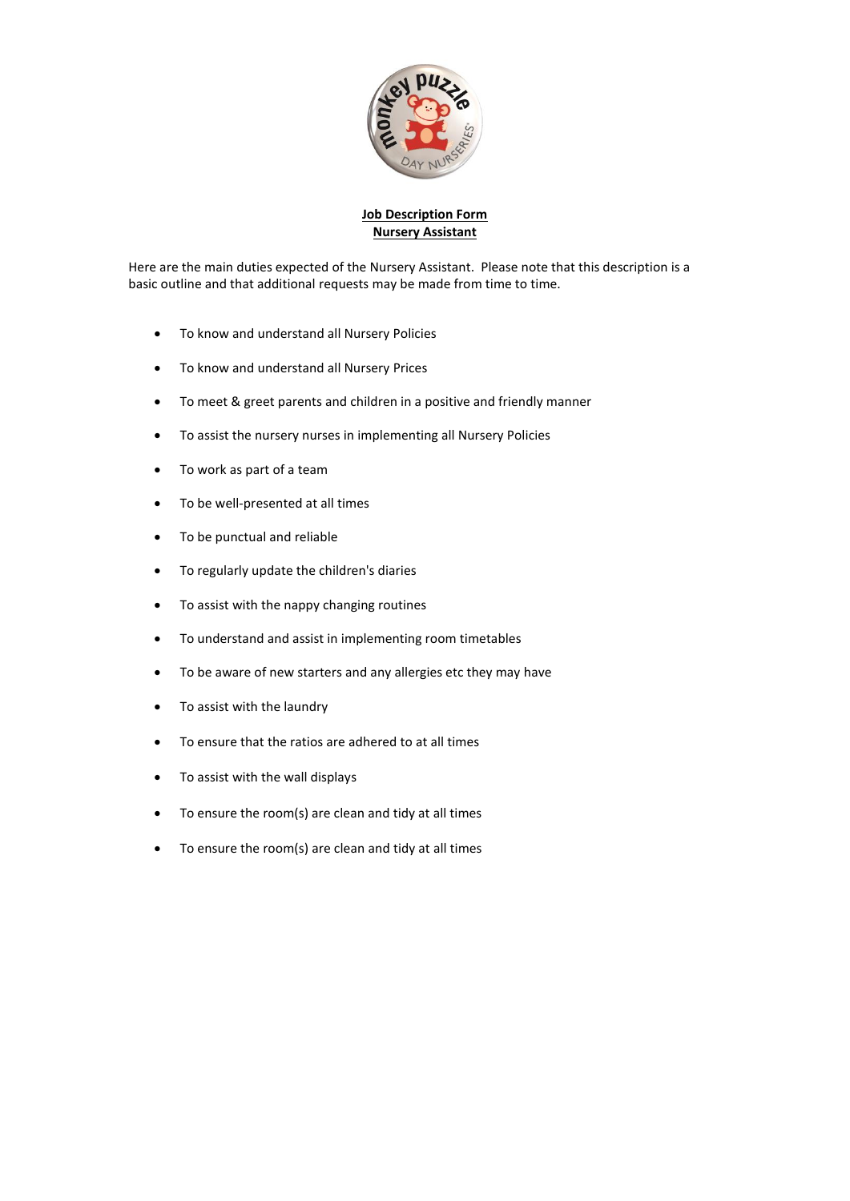**Job Description Form**
**Nursery Assistant**

Here are the main duties expected of the Nursery Assistant. Please note that this description is a basic outline and that additional requests may be made from time to time.

- To know and understand all Nursery Policies
- To know and understand all Nursery Prices
- To meet & greet parents and children in a positive and friendly manner
- To assist the nursery nurses in implementing all Nursery Policies
- To work as part of a team
- To be well-presented at all times
- To be punctual and reliable
- To regularly update the children's diaries
- To assist with the nappy changing routines
- To understand and assist in implementing room timetables
- To be aware of new starters and any allergies etc they may have
- To assist with the laundry
- To ensure that the ratios are adhered to at all times
- To assist with the wall displays
- To ensure the room(s) are clean and tidy at all times
- To ensure the room(s) are clean and tidy at all times